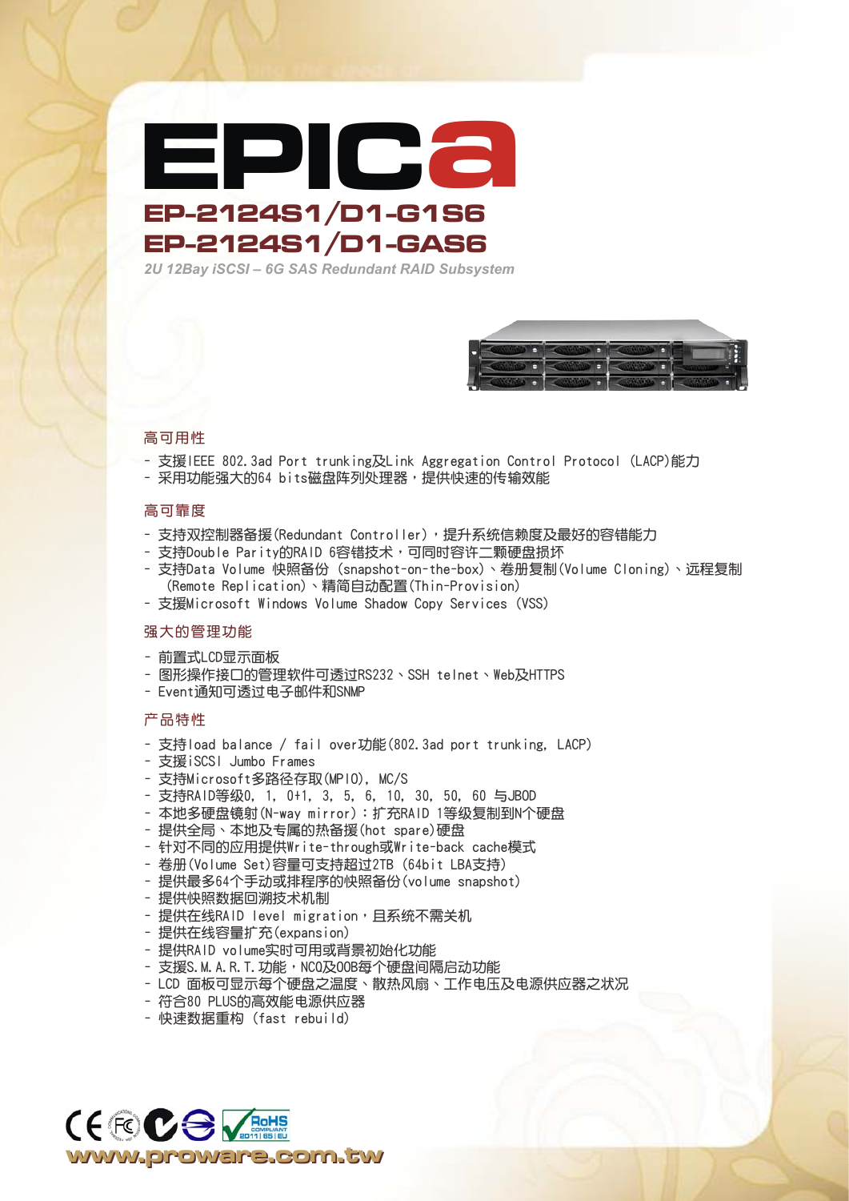# EPICa

## EP-2124S1/D1-G1S6
## EP-2124S1/D1-GAS6

*2U 12Bay iSCSI – 6G SAS Redundant RAID Subsystem*

### 高可用性

- 支援IEEE 802.3ad Port trunking及Link Aggregation Control Protocol (LACP)能力
- 采用功能强大的64 bits磁盘阵列处理器，提供快速的传输效能

### 高可靠度

- 支持双控制器备援(Redundant Controller)，提升系统信赖度及最好的容错能力
- 支持Double Parity的RAID 6容错技术，可同时容许二颗硬盘损坏
- 支持Data Volume 快照备份 (snapshot-on-the-box)、卷册复制(Volume Cloning)、远程复制(Remote Replication)、精简自动配置(Thin-Provision)
- 支援Microsoft Windows Volume Shadow Copy Services (VSS)

### 强大的管理功能

- 前置式LCD显示面板
- 图形操作接口的管理软件可透过RS232、SSH telnet、Web及HTTPS
- Event通知可透过电子邮件和SNMP

### 产品特性

- 支持load balance / fail over功能(802.3ad port trunking, LACP)
- 支援iSCSI Jumbo Frames
- 支持Microsoft多路径存取(MPIO), MC/S
- 支持RAID等级0, 1, 0+1, 3, 5, 6, 10, 30, 50, 60 与JBOD
- 本地多硬盘镜射(N-way mirror)：扩充RAID 1等级复制到N个硬盘
- 提供全局、本地及专属的热备援(hot spare)硬盘
- 针对不同的应用提供Write-through或Write-back cache模式
- 卷册(Volume Set)容量可支持超过2TB (64bit LBA支持)
- 提供最多64个手动或排程序的快照备份(volume snapshot)
- 提供快照数据回溯技术机制
- 提供在线RAID level migration，且系统不需关机
- 提供在线容量扩充(expansion)
- 提供RAID volume实时可用或背景初始化功能
- 支援S.M.A.R.T.功能，NCQ及OOB每个硬盘间隔启动功能
- LCD 面板可显示每个硬盘之温度、散热风扇、工作电压及电源供应器之状况
- 符合80 PLUS的高效能电源供应器
- 快速数据重构 (fast rebuild)

www.proware.com.tw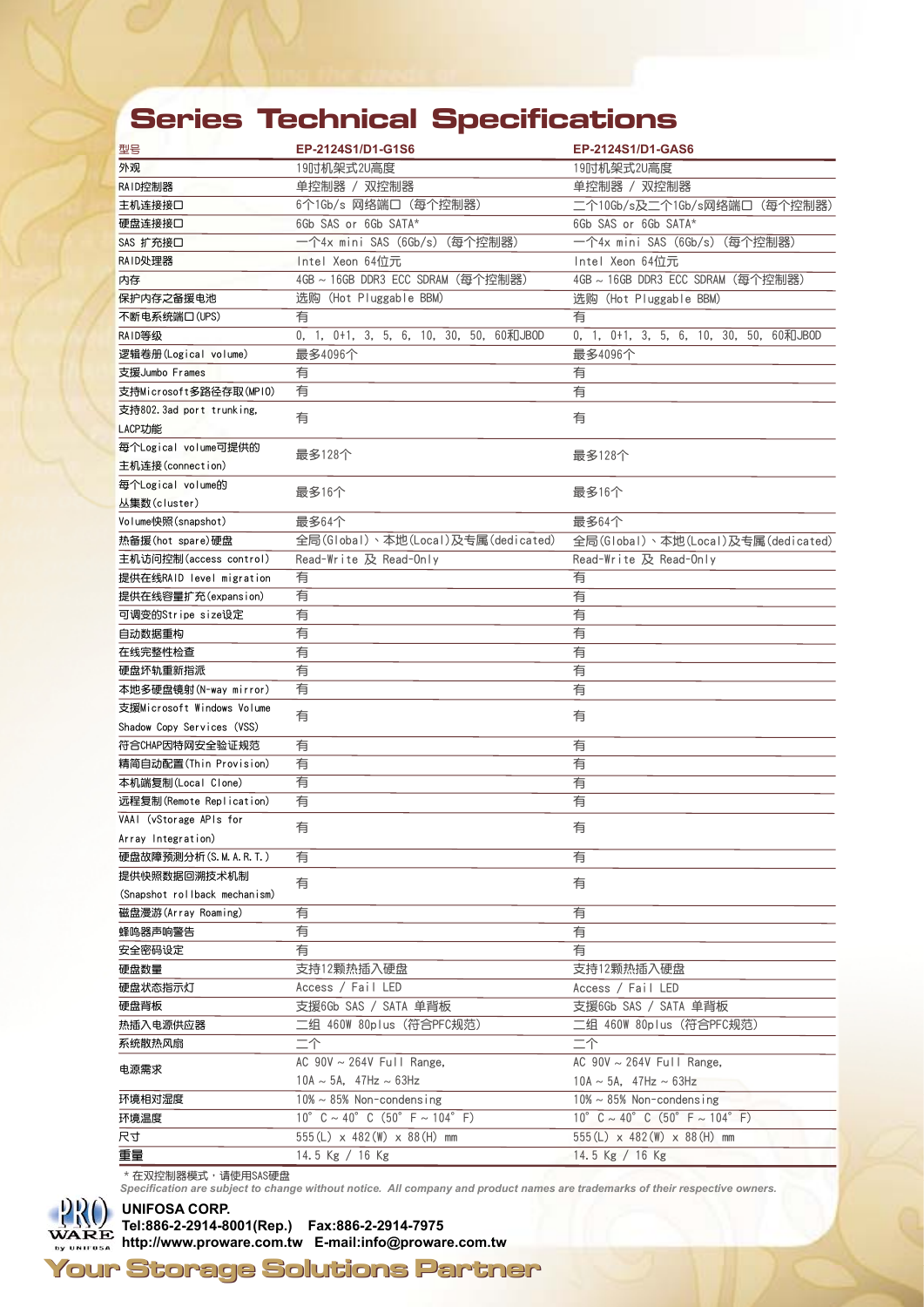# Series Technical Specifications

| 型号 | EP-2124S1/D1-G1S6 | EP-2124S1/D1-GAS6 |
|---|---|---|
| 外观 | 19吋机架式2U高度 | 19吋机架式2U高度 |
| RAID控制器 | 单控制器 / 双控制器 | 单控制器 / 双控制器 |
| 主机连接接口 | 6个1Gb/s 网络端口 (每个控制器) | 二个10Gb/s及二个1Gb/s网络端口 (每个控制器) |
| 硬盘连接接口 | 6Gb SAS or 6Gb SATA* | 6Gb SAS or 6Gb SATA* |
| SAS 扩充接口 | 一个4x mini SAS (6Gb/s) (每个控制器) | 一个4x mini SAS (6Gb/s) (每个控制器) |
| RAID处理器 | Intel Xeon 64位元 | Intel Xeon 64位元 |
| 内存 | 4GB ~ 16GB DDR3 ECC SDRAM (每个控制器) | 4GB ~ 16GB DDR3 ECC SDRAM (每个控制器) |
| 保护内存之备援电池 | 选购 (Hot Pluggable BBM) | 选购 (Hot Pluggable BBM) |
| 不断电系统端口(UPS) | 有 | 有 |
| RAID等级 | 0, 1, 0+1, 3, 5, 6, 10, 30, 50, 60和JBOD | 0, 1, 0+1, 3, 5, 6, 10, 30, 50, 60和JBOD |
| 逻辑卷册(Logical volume) | 最多4096个 | 最多4096个 |
| 支援Jumbo Frames | 有 | 有 |
| 支持Microsoft多路径存取(MPIO) | 有 | 有 |
| 支持802.3ad port trunking, LACP功能 | 有 | 有 |
| 每个Logical volume可提供的主机连接(connection) | 最多128个 | 最多128个 |
| 每个Logical volume的从集数(cluster) | 最多16个 | 最多16个 |
| Volume快照(snapshot) | 最多64个 | 最多64个 |
| 热备援(hot spare)硬盘 | 全局(Global)、本地(Local)及专属(dedicated) | 全局(Global)、本地(Local)及专属(dedicated) |
| 主机访问控制(access control) | Read-Write 及 Read-Only | Read-Write 及 Read-Only |
| 提供在线RAID level migration | 有 | 有 |
| 提供在线容量扩充(expansion) | 有 | 有 |
| 可调变的Stripe size设定 | 有 | 有 |
| 自动数据重构 | 有 | 有 |
| 在线完整性检查 | 有 | 有 |
| 硬盘坏轨重新指派 | 有 | 有 |
| 本地多硬盘镜射(N-way mirror) | 有 | 有 |
| 支援Microsoft Windows Volume Shadow Copy Services (VSS) | 有 | 有 |
| 符合CHAP因特网安全验证规范 | 有 | 有 |
| 精简自动配置(Thin Provision) | 有 | 有 |
| 本机端复制(Local Clone) | 有 | 有 |
| 远程复制(Remote Replication) | 有 | 有 |
| VAAI (vStorage APIs for Array Integration) | 有 | 有 |
| 硬盘故障预测分析(S.M.A.R.T.) | 有 | 有 |
| 提供快照数据回溯技术机制(Snapshot rollback mechanism) | 有 | 有 |
| 磁盘漫游(Array Roaming) | 有 | 有 |
| 蜂鸣器声响警告 | 有 | 有 |
| 安全密码设定 | 有 | 有 |
| 硬盘数量 | 支持12颗热插入硬盘 | 支持12颗热插入硬盘 |
| 硬盘状态指示灯 | Access / Fail LED | Access / Fail LED |
| 硬盘背板 | 支援6Gb SAS / SATA 单背板 | 支援6Gb SAS / SATA 单背板 |
| 热插入电源供应器 | 二组 460W 80plus (符合PFC规范) | 二组 460W 80plus (符合PFC规范) |
| 系统散热风扇 | 二个 | 二个 |
| 电源需求 | AC 90V ~ 264V Full Range, 10A ~ 5A, 47Hz ~ 63Hz | AC 90V ~ 264V Full Range, 10A ~ 5A, 47Hz ~ 63Hz |
| 环境相对湿度 | 10% ~ 85% Non-condensing | 10% ~ 85% Non-condensing |
| 环境温度 | 10° C ~ 40° C (50° F ~ 104° F) | 10° C ~ 40° C (50° F ~ 104° F) |
| 尺寸 | 555(L) x 482(W) x 88(H) mm | 555(L) x 482(W) x 88(H) mm |
| 重量 | 14.5 Kg / 16 Kg | 14.5 Kg / 16 Kg |

\* 在双控制器模式，请使用SAS硬盘

*Specification are subject to change without notice. All company and product names are trademarks of their respective owners.*

**UNIFOSA CORP.**
**Tel:886-2-2914-8001(Rep.) Fax:886-2-2914-7975**
**http://www.proware.com.tw E-mail:info@proware.com.tw**

**Your Storage Solutions Partner**